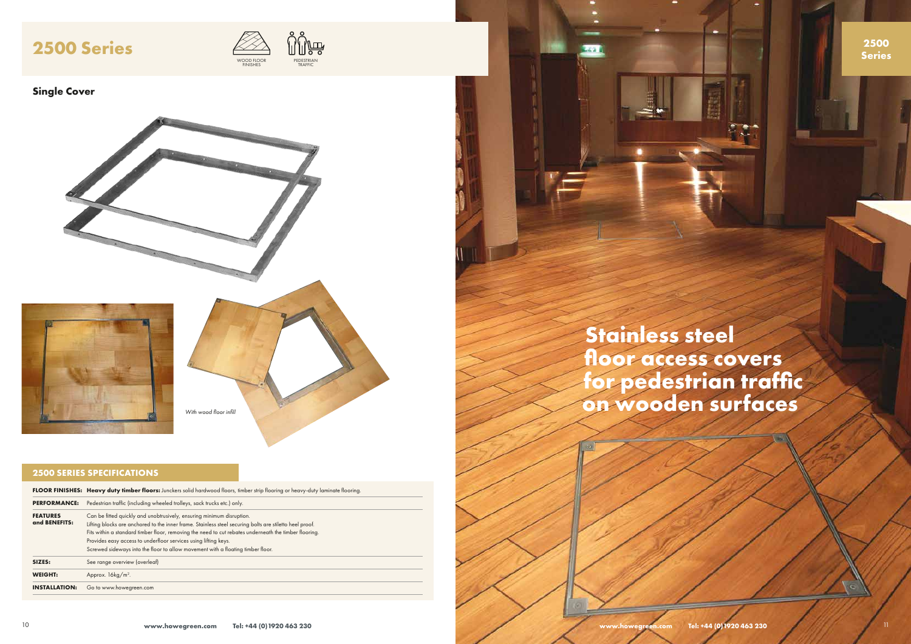# 2500 Series

WOOD FLOOR FINISHES

PEDESTRIAN TRAFFIC

## Single Cover

*With wood floor infill*

## 2500 SERIES SPECIFICATIONS

| | |
|---|---|
| **FLOOR FINISHES:** | **Heavy duty timber floors:** Junckers solid hardwood floors, timber strip flooring or heavy-duty laminate flooring. |
| **PERFORMANCE:** | Pedestrian traffic (including wheeled trolleys, sack trucks etc.) only. |
| **FEATURES and BENEFITS:** | Can be fitted quickly and unobtrusively, ensuring minimum disruption.<br>Lifting blocks are anchored to the inner frame. Stainless steel securing bolts are stiletto heel proof.<br>Fits within a standard timber floor, removing the need to cut rebates underneath the timber flooring.<br>Provides easy access to underfloor services using lifting keys.<br>Screwed sideways into the floor to allow movement with a floating timber floor. |
| **SIZES:** | See range overview (overleaf) |
| **WEIGHT:** | Approx. 16kg/m². |
| **INSTALLATION:** | Go to www.howegreen.com |

www.howegreen.com Tel: +44 (0)1920 463 230

# Stainless steel floor access covers for pedestrian traffic on wooden surfaces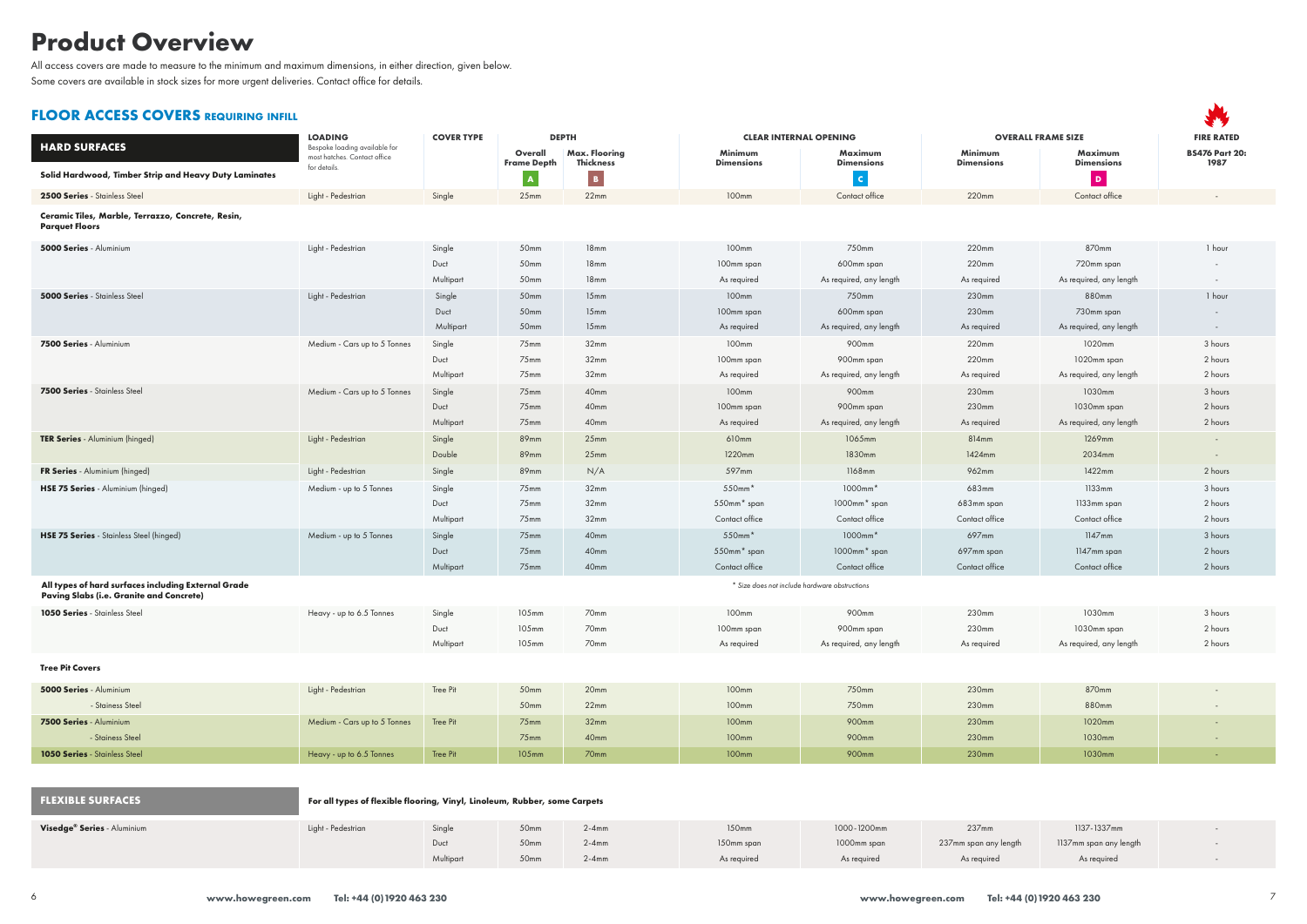# Product Overview

All access covers are made to measure to the minimum and maximum dimensions, in either direction, given below.
Some covers are available in stock sizes for more urgent deliveries. Contact office for details.

## FLOOR ACCESS COVERS REQUIRING INFILL

| HARD SURFACES | LOADING | COVER TYPE | DEPTH | | CLEAR INTERNAL OPENING | | OVERALL FRAME SIZE | | FIRE RATED |
|---|---|---|---|---|---|---|---|---|---|
| | Bespoke loading available for most hatches. Contact office for details. | | Overall Frame Depth (A) | Max. Flooring Thickness (B) | Minimum Dimensions | Maximum Dimensions (C) | Minimum Dimensions | Maximum Dimensions (D) | BS476 Part 20: 1987 |
| **Solid Hardwood, Timber Strip and Heavy Duty Laminates** | | | | | | | | | |
| **2500 Series** - Stainless Steel | Light - Pedestrian | Single | 25mm | 22mm | 100mm | Contact office | 220mm | Contact office | - |
| **Ceramic Tiles, Marble, Terrazzo, Concrete, Resin, Parquet Floors** | | | | | | | | | |
| **5000 Series** - Aluminium | Light - Pedestrian | Single | 50mm | 18mm | 100mm | 750mm | 220mm | 870mm | 1 hour |
| | | Duct | 50mm | 18mm | 100mm span | 600mm span | 220mm | 720mm span | - |
| | | Multipart | 50mm | 18mm | As required | As required, any length | As required | As required, any length | - |
| **5000 Series** - Stainless Steel | Light - Pedestrian | Single | 50mm | 15mm | 100mm | 750mm | 230mm | 880mm | 1 hour |
| | | Duct | 50mm | 15mm | 100mm span | 600mm span | 230mm | 730mm span | - |
| | | Multipart | 50mm | 15mm | As required | As required, any length | As required | As required, any length | - |
| **7500 Series** - Aluminium | Medium - Cars up to 5 Tonnes | Single | 75mm | 32mm | 100mm | 900mm | 220mm | 1020mm | 3 hours |
| | | Duct | 75mm | 32mm | 100mm span | 900mm span | 220mm | 1020mm span | 2 hours |
| | | Multipart | 75mm | 32mm | As required | As required, any length | As required | As required, any length | 2 hours |
| **7500 Series** - Stainless Steel | Medium - Cars up to 5 Tonnes | Single | 75mm | 40mm | 100mm | 900mm | 230mm | 1030mm | 3 hours |
| | | Duct | 75mm | 40mm | 100mm span | 900mm span | 230mm | 1030mm span | 2 hours |
| | | Multipart | 75mm | 40mm | As required | As required, any length | As required | As required, any length | 2 hours |
| **TER Series** - Aluminium (hinged) | Light - Pedestrian | Single | 89mm | 25mm | 610mm | 1065mm | 814mm | 1269mm | - |
| | | Double | 89mm | 25mm | 1220mm | 1830mm | 1424mm | 2034mm | - |
| **FR Series** - Aluminium (hinged) | Light - Pedestrian | Single | 89mm | N/A | 597mm | 1168mm | 962mm | 1422mm | 2 hours |
| **HSE 75 Series** - Aluminium (hinged) | Medium - up to 5 Tonnes | Single | 75mm | 32mm | 550mm* | 1000mm* | 683mm | 1133mm | 3 hours |
| | | Duct | 75mm | 32mm | 550mm* span | 1000mm* span | 683mm span | 1133mm span | 2 hours |
| | | Multipart | 75mm | 32mm | Contact office | Contact office | Contact office | Contact office | 2 hours |
| **HSE 75 Series** - Stainless Steel (hinged) | Medium - up to 5 Tonnes | Single | 75mm | 40mm | 550mm* | 1000mm* | 697mm | 1147mm | 3 hours |
| | | Duct | 75mm | 40mm | 550mm* span | 1000mm* span | 697mm span | 1147mm span | 2 hours |
| | | Multipart | 75mm | 40mm | Contact office | Contact office | Contact office | Contact office | 2 hours |
| **All types of hard surfaces including External Grade Paving Slabs (i.e. Granite and Concrete)** | | | | | *\* Size does not include hardware obstructions* | | | | |
| **1050 Series** - Stainless Steel | Heavy - up to 6.5 Tonnes | Single | 105mm | 70mm | 100mm | 900mm | 230mm | 1030mm | 3 hours |
| | | Duct | 105mm | 70mm | 100mm span | 900mm span | 230mm | 1030mm span | 2 hours |
| | | Multipart | 105mm | 70mm | As required | As required, any length | As required | As required, any length | 2 hours |
| **Tree Pit Covers** | | | | | | | | | |
| **5000 Series** - Aluminium | Light - Pedestrian | Tree Pit | 50mm | 20mm | 100mm | 750mm | 230mm | 870mm | - |
| - Stainess Steel | | | 50mm | 22mm | 100mm | 750mm | 230mm | 880mm | - |
| **7500 Series** - Aluminium | Medium - Cars up to 5 Tonnes | Tree Pit | 75mm | 32mm | 100mm | 900mm | 230mm | 1020mm | - |
| - Stainess Steel | | | 75mm | 40mm | 100mm | 900mm | 230mm | 1030mm | - |
| **1050 Series** - Stainless Steel | Heavy - up to 6.5 Tonnes | Tree Pit | 105mm | 70mm | 100mm | 900mm | 230mm | 1030mm | - |

| FLEXIBLE SURFACES | For all types of flexible flooring, Vinyl, Linoleum, Rubber, some Carpets | | | | | | | | |
|---|---|---|---|---|---|---|---|---|---|
| **Visedge® Series** - Aluminium | Light - Pedestrian | Single | 50mm | 2-4mm | 150mm | 1000-1200mm | 237mm | 1137-1337mm | - |
| | | Duct | 50mm | 2-4mm | 150mm span | 1000mm span | 237mm span any length | 1137mm span any length | - |
| | | Multipart | 50mm | 2-4mm | As required | As required | As required | As required | - |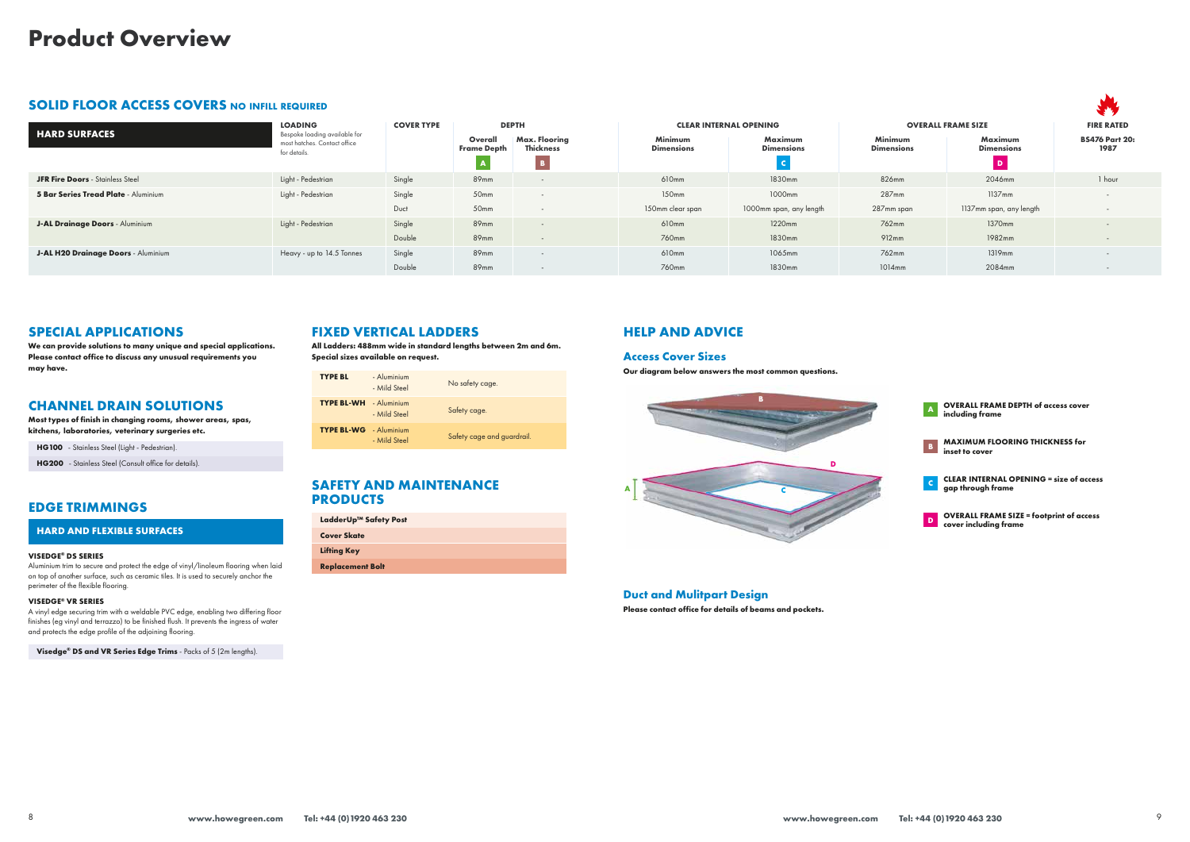# Product Overview

## SOLID FLOOR ACCESS COVERS NO INFILL REQUIRED

| HARD SURFACES | LOADING<br>Bespoke loading available for most hatches. Contact office for details. | COVER TYPE | DEPTH | | CLEAR INTERNAL OPENING | | OVERALL FRAME SIZE | | FIRE RATED |
|---|---|---|---|---|---|---|---|---|---|
| | | | Overall Frame Depth<br>A | Max. Flooring Thickness<br>B | Minimum Dimensions | Maximum Dimensions<br>C | Minimum Dimensions | Maximum Dimensions<br>D | BS476 Part 20: 1987 |
| **JFR Fire Doors** - Stainless Steel | Light - Pedestrian | Single | 89mm | - | 610mm | 1830mm | 826mm | 2046mm | 1 hour |
| **5 Bar Series Tread Plate** - Aluminium | Light - Pedestrian | Single | 50mm | - | 150mm | 1000mm | 287mm | 1137mm | - |
| | | Duct | 50mm | - | 150mm clear span | 1000mm span, any length | 287mm span | 1137mm span, any length | - |
| **J-AL Drainage Doors** - Aluminium | Light - Pedestrian | Single | 89mm | - | 610mm | 1220mm | 762mm | 1370mm | - |
| | | Double | 89mm | - | 760mm | 1830mm | 912mm | 1982mm | - |
| **J-AL H20 Drainage Doors** - Aluminium | Heavy - up to 14.5 Tonnes | Single | 89mm | - | 610mm | 1065mm | 762mm | 1319mm | - |
| | | Double | 89mm | - | 760mm | 1830mm | 1014mm | 2084mm | - |

## SPECIAL APPLICATIONS

**We can provide solutions to many unique and special applications. Please contact office to discuss any unusual requirements you may have.**

## CHANNEL DRAIN SOLUTIONS

**Most types of finish in changing rooms, shower areas, spas, kitchens, laboratories, veterinary surgeries etc.**

**HG100** - Stainless Steel (Light - Pedestrian).

**HG200** - Stainless Steel (Consult office for details).

## EDGE TRIMMINGS

### HARD AND FLEXIBLE SURFACES

**VISEDGE® DS SERIES**

Aluminium trim to secure and protect the edge of vinyl/linoleum flooring when laid on top of another surface, such as ceramic tiles. It is used to securely anchor the perimeter of the flexible flooring.

**VISEDGE® VR SERIES**

A vinyl edge securing trim with a weldable PVC edge, enabling two differing floor finishes (eg vinyl and terrazzo) to be finished flush. It prevents the ingress of water and protects the edge profile of the adjoining flooring.

**Visedge® DS and VR Series Edge Trims** - Packs of 5 (2m lengths).

## FIXED VERTICAL LADDERS

**All Ladders: 488mm wide in standard lengths between 2m and 6m. Special sizes available on request.**

| | | |
|---|---|---|
| **TYPE BL** | - Aluminium<br>- Mild Steel | No safety cage. |
| **TYPE BL-WH** | - Aluminium<br>- Mild Steel | Safety cage. |
| **TYPE BL-WG** | - Aluminium<br>- Mild Steel | Safety cage and guardrail. |

## SAFETY AND MAINTENANCE PRODUCTS

**LadderUp™ Safety Post**

**Cover Skate**

**Lifting Key**

**Replacement Bolt**

## HELP AND ADVICE

### Access Cover Sizes

**Our diagram below answers the most common questions.**

B

D

A

C

**A** **OVERALL FRAME DEPTH of access cover including frame**

**B** **MAXIMUM FLOORING THICKNESS for inset to cover**

**C** **CLEAR INTERNAL OPENING = size of access gap through frame**

**D** **OVERALL FRAME SIZE = footprint of access cover including frame**

### Duct and Mulitpart Design

**Please contact office for details of beams and pockets.**